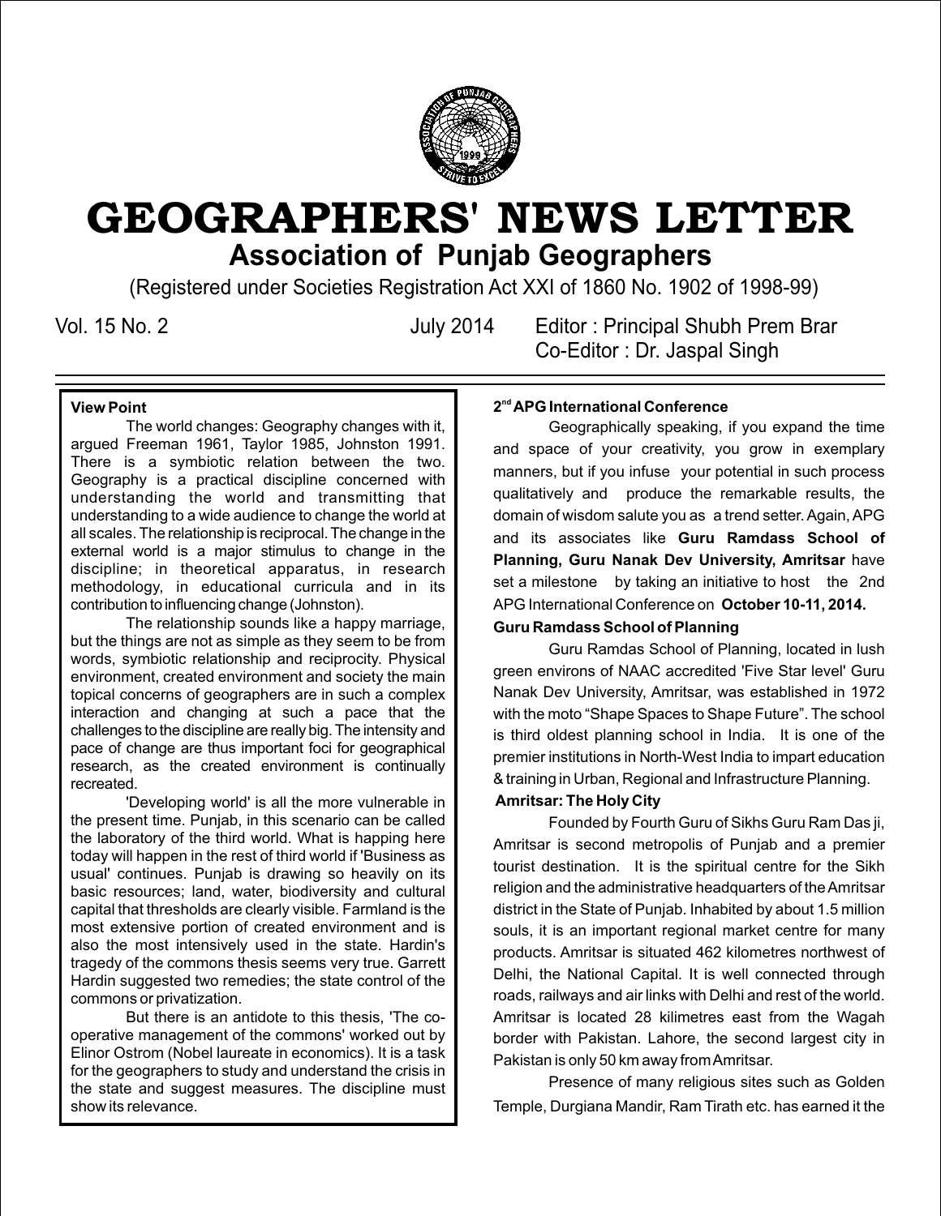# GEOGRAPHERS' NEWS LETTER

## Association of Punjab Geographers

(Registered under Societies Registration Act XXI of 1860 No. 1902 of 1998-99)

Vol. 15 No. 2 July 2014 Editor : Principal Shubh Prem Brar
Co-Editor : Dr. Jaspal Singh

### View Point

The world changes: Geography changes with it, argued Freeman 1961, Taylor 1985, Johnston 1991. There is a symbiotic relation between the two. Geography is a practical discipline concerned with understanding the world and transmitting that understanding to a wide audience to change the world at all scales. The relationship is reciprocal. The change in the external world is a major stimulus to change in the discipline; in theoretical apparatus, in research methodology, in educational curricula and in its contribution to influencing change (Johnston).

The relationship sounds like a happy marriage, but the things are not as simple as they seem to be from words, symbiotic relationship and reciprocity. Physical environment, created environment and society the main topical concerns of geographers are in such a complex interaction and changing at such a pace that the challenges to the discipline are really big. The intensity and pace of change are thus important foci for geographical research, as the created environment is continually recreated.

'Developing world' is all the more vulnerable in the present time. Punjab, in this scenario can be called the laboratory of the third world. What is happing here today will happen in the rest of third world if 'Business as usual' continues. Punjab is drawing so heavily on its basic resources; land, water, biodiversity and cultural capital that thresholds are clearly visible. Farmland is the most extensive portion of created environment and is also the most intensively used in the state. Hardin's tragedy of the commons thesis seems very true. Garrett Hardin suggested two remedies; the state control of the commons or privatization.

But there is an antidote to this thesis, 'The co-operative management of the commons' worked out by Elinor Ostrom (Nobel laureate in economics). It is a task for the geographers to study and understand the crisis in the state and suggest measures. The discipline must show its relevance.

### 2nd APG International Conference

Geographically speaking, if you expand the time and space of your creativity, you grow in exemplary manners, but if you infuse your potential in such process qualitatively and produce the remarkable results, the domain of wisdom salute you as a trend setter. Again, APG and its associates like **Guru Ramdass School of Planning, Guru Nanak Dev University, Amritsar** have set a milestone by taking an initiative to host the 2nd APG International Conference on **October 10-11, 2014.**

### Guru Ramdass School of Planning

Guru Ramdas School of Planning, located in lush green environs of NAAC accredited 'Five Star level' Guru Nanak Dev University, Amritsar, was established in 1972 with the moto "Shape Spaces to Shape Future". The school is third oldest planning school in India. It is one of the premier institutions in North-West India to impart education & training in Urban, Regional and Infrastructure Planning.

### Amritsar: The Holy City

Founded by Fourth Guru of Sikhs Guru Ram Das ji, Amritsar is second metropolis of Punjab and a premier tourist destination. It is the spiritual centre for the Sikh religion and the administrative headquarters of the Amritsar district in the State of Punjab. Inhabited by about 1.5 million souls, it is an important regional market centre for many products. Amritsar is situated 462 kilometres northwest of Delhi, the National Capital. It is well connected through roads, railways and air links with Delhi and rest of the world. Amritsar is located 28 kilimetres east from the Wagah border with Pakistan. Lahore, the second largest city in Pakistan is only 50 km away from Amritsar.

Presence of many religious sites such as Golden Temple, Durgiana Mandir, Ram Tirath etc. has earned it the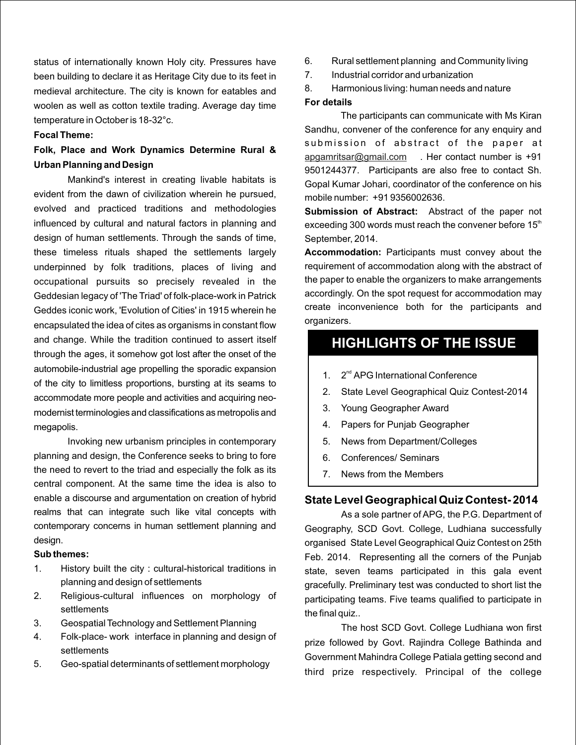status of internationally known Holy city. Pressures have been building to declare it as Heritage City due to its feet in medieval architecture. The city is known for eatables and woolen as well as cotton textile trading. Average day time temperature in October is 18-32°c.

**Focal Theme:**

**Folk, Place and Work Dynamics Determine Rural & Urban Planning and Design**

Mankind's interest in creating livable habitats is evident from the dawn of civilization wherein he pursued, evolved and practiced traditions and methodologies influenced by cultural and natural factors in planning and design of human settlements. Through the sands of time, these timeless rituals shaped the settlements largely underpinned by folk traditions, places of living and occupational pursuits so precisely revealed in the Geddesian legacy of 'The Triad' of folk-place-work in Patrick Geddes iconic work, 'Evolution of Cities' in 1915 wherein he encapsulated the idea of cites as organisms in constant flow and change. While the tradition continued to assert itself through the ages, it somehow got lost after the onset of the automobile-industrial age propelling the sporadic expansion of the city to limitless proportions, bursting at its seams to accommodate more people and activities and acquiring neo-modernist terminologies and classifications as metropolis and megapolis.

Invoking new urbanism principles in contemporary planning and design, the Conference seeks to bring to fore the need to revert to the triad and especially the folk as its central component. At the same time the idea is also to enable a discourse and argumentation on creation of hybrid realms that can integrate such like vital concepts with contemporary concerns in human settlement planning and design.

**Sub themes:**

1. History built the city : cultural-historical traditions in planning and design of settlements
2. Religious-cultural influences on morphology of settlements
3. Geospatial Technology and Settlement Planning
4. Folk-place- work interface in planning and design of settlements
5. Geo-spatial determinants of settlement morphology
6. Rural settlement planning and Community living
7. Industrial corridor and urbanization
8. Harmonious living: human needs and nature

**For details**

The participants can communicate with Ms Kiran Sandhu, convener of the conference for any enquiry and submission of abstract of the paper at apgamritsar@gmail.com . Her contact number is +91 9501244377. Participants are also free to contact Sh. Gopal Kumar Johari, coordinator of the conference on his mobile number: +91 9356002636.

**Submission of Abstract:** Abstract of the paper not exceeding 300 words must reach the convener before 15th September, 2014.

**Accommodation:** Participants must convey about the requirement of accommodation along with the abstract of the paper to enable the organizers to make arrangements accordingly. On the spot request for accommodation may create inconvenience both for the participants and organizers.

## HIGHLIGHTS OF THE ISSUE

1. 2nd APG International Conference
2. State Level Geographical Quiz Contest-2014
3. Young Geographer Award
4. Papers for Punjab Geographer
5. News from Department/Colleges
6. Conferences/ Seminars
7. News from the Members

## State Level Geographical Quiz Contest- 2014

As a sole partner of APG, the P.G. Department of Geography, SCD Govt. College, Ludhiana successfully organised State Level Geographical Quiz Contest on 25th Feb. 2014. Representing all the corners of the Punjab state, seven teams participated in this gala event gracefully. Preliminary test was conducted to short list the participating teams. Five teams qualified to participate in the final quiz..

The host SCD Govt. College Ludhiana won first prize followed by Govt. Rajindra College Bathinda and Government Mahindra College Patiala getting second and third prize respectively. Principal of the college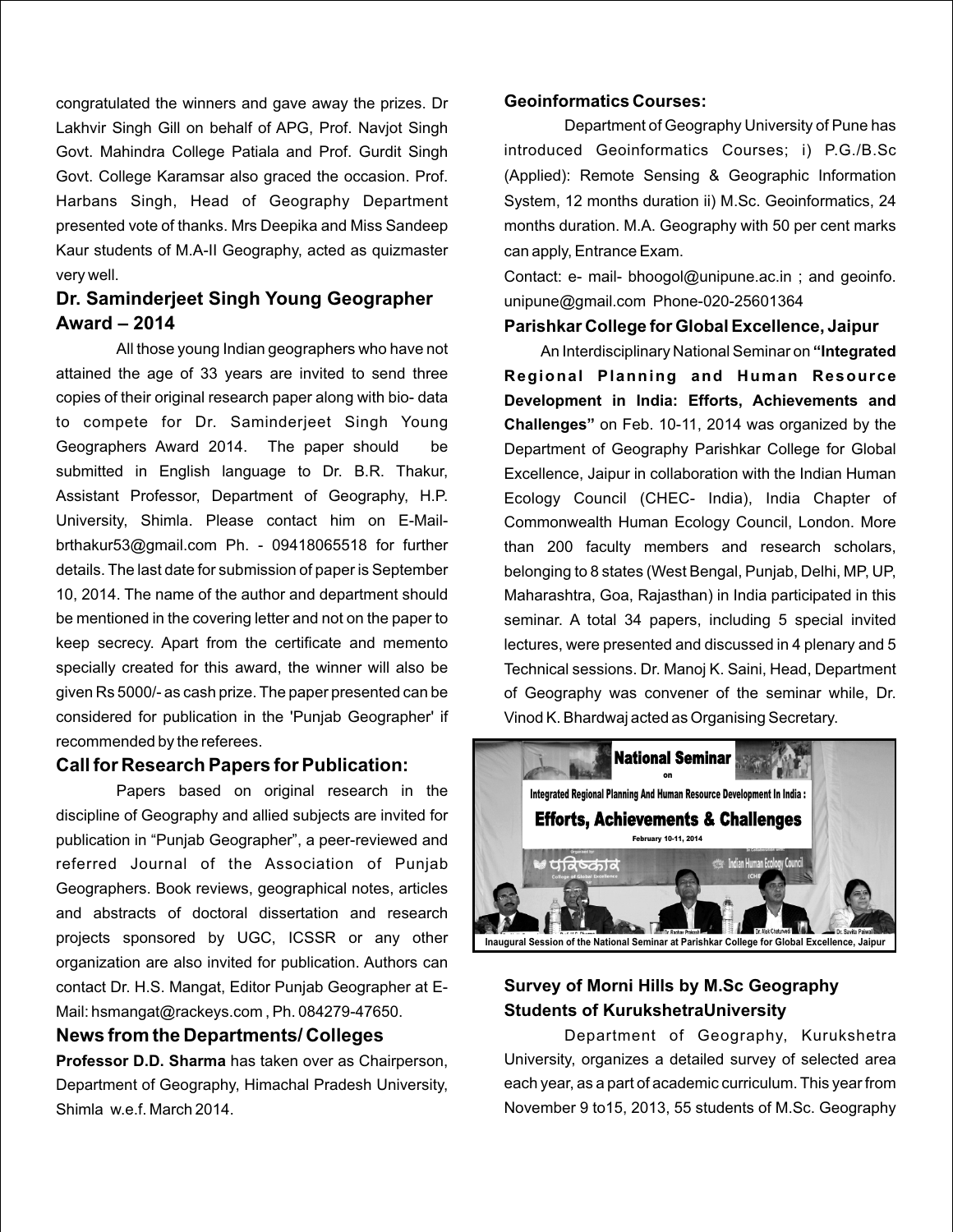congratulated the winners and gave away the prizes. Dr Lakhvir Singh Gill on behalf of APG, Prof. Navjot Singh Govt. Mahindra College Patiala and Prof. Gurdit Singh Govt. College Karamsar also graced the occasion. Prof. Harbans Singh, Head of Geography Department presented vote of thanks. Mrs Deepika and Miss Sandeep Kaur students of M.A-II Geography, acted as quizmaster very well.

## Dr. Saminderjeet Singh Young Geographer Award – 2014

All those young Indian geographers who have not attained the age of 33 years are invited to send three copies of their original research paper along with bio- data to compete for Dr. Saminderjeet Singh Young Geographers Award 2014. The paper should be submitted in English language to Dr. B.R. Thakur, Assistant Professor, Department of Geography, H.P. University, Shimla. Please contact him on E-Mail-brthakur53@gmail.com Ph. - 09418065518 for further details. The last date for submission of paper is September 10, 2014. The name of the author and department should be mentioned in the covering letter and not on the paper to keep secrecy. Apart from the certificate and memento specially created for this award, the winner will also be given Rs 5000/- as cash prize. The paper presented can be considered for publication in the 'Punjab Geographer' if recommended by the referees.

## Call for Research Papers for Publication:

Papers based on original research in the discipline of Geography and allied subjects are invited for publication in "Punjab Geographer", a peer-reviewed and referred Journal of the Association of Punjab Geographers. Book reviews, geographical notes, articles and abstracts of doctoral dissertation and research projects sponsored by UGC, ICSSR or any other organization are also invited for publication. Authors can contact Dr. H.S. Mangat, Editor Punjab Geographer at E-Mail: hsmangat@rackeys.com , Ph. 084279-47650.

## News from the Departments/ Colleges

**Professor D.D. Sharma** has taken over as Chairperson, Department of Geography, Himachal Pradesh University, Shimla w.e.f. March 2014.

### Geoinformatics Courses:

Department of Geography University of Pune has introduced Geoinformatics Courses; i) P.G./B.Sc (Applied): Remote Sensing & Geographic Information System, 12 months duration ii) M.Sc. Geoinformatics, 24 months duration. M.A. Geography with 50 per cent marks can apply, Entrance Exam.

Contact: e- mail- bhoogol@unipune.ac.in ; and geoinfo. unipune@gmail.com Phone-020-25601364

### Parishkar College for Global Excellence, Jaipur

An Interdisciplinary National Seminar on **"Integrated Regional Planning and Human Resource Development in India: Efforts, Achievements and Challenges"** on Feb. 10-11, 2014 was organized by the Department of Geography Parishkar College for Global Excellence, Jaipur in collaboration with the Indian Human Ecology Council (CHEC- India), India Chapter of Commonwealth Human Ecology Council, London. More than 200 faculty members and research scholars, belonging to 8 states (West Bengal, Punjab, Delhi, MP, UP, Maharashtra, Goa, Rajasthan) in India participated in this seminar. A total 34 papers, including 5 special invited lectures, were presented and discussed in 4 plenary and 5 Technical sessions. Dr. Manoj K. Saini, Head, Department of Geography was convener of the seminar while, Dr. Vinod K. Bhardwaj acted as Organising Secretary.

Inaugural Session of the National Seminar at Parishkar College for Global Excellence, Jaipur

### Survey of Morni Hills by M.Sc Geography Students of KurukshetraUniversity

Department of Geography, Kurukshetra University, organizes a detailed survey of selected area each year, as a part of academic curriculum. This year from November 9 to15, 2013, 55 students of M.Sc. Geography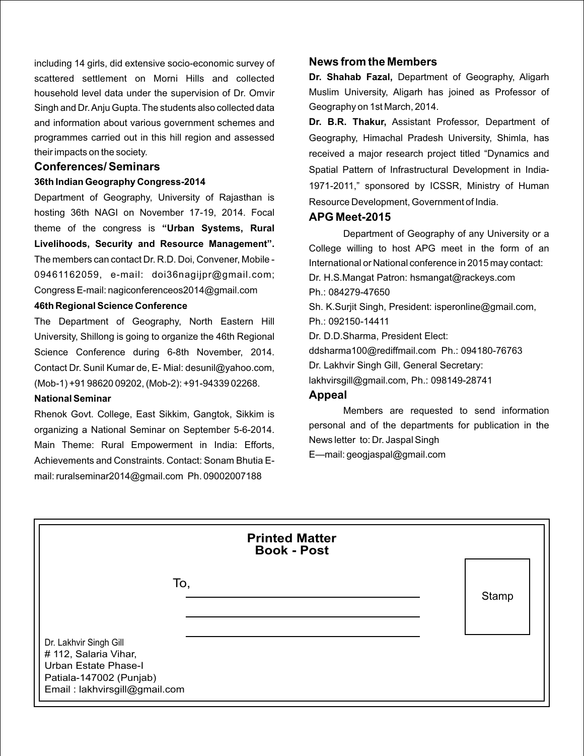including 14 girls, did extensive socio-economic survey of scattered settlement on Morni Hills and collected household level data under the supervision of Dr. Omvir Singh and Dr. Anju Gupta. The students also collected data and information about various government schemes and programmes carried out in this hill region and assessed their impacts on the society.

## Conferences/ Seminars

### 36th Indian Geography Congress-2014

Department of Geography, University of Rajasthan is hosting 36th NAGI on November 17-19, 2014. Focal theme of the congress is **"Urban Systems, Rural Livelihoods, Security and Resource Management".** The members can contact Dr. R.D. Doi, Convener, Mobile - 09461162059, e-mail: doi36nagijpr@gmail.com; Congress E-mail: nagiconferenceos2014@gmail.com

### 46th Regional Science Conference

The Department of Geography, North Eastern Hill University, Shillong is going to organize the 46th Regional Science Conference during 6-8th November, 2014. Contact Dr. Sunil Kumar de, E- Mial: desunil@yahoo.com, (Mob-1) +91 98620 09202, (Mob-2): +91-94339 02268.

### National Seminar

Rhenok Govt. College, East Sikkim, Gangtok, Sikkim is organizing a National Seminar on September 5-6-2014. Main Theme: Rural Empowerment in India: Efforts, Achievements and Constraints. Contact: Sonam Bhutia E-mail: ruralseminar2014@gmail.com Ph. 09002007188

## News from the Members

**Dr. Shahab Fazal,** Department of Geography, Aligarh Muslim University, Aligarh has joined as Professor of Geography on 1st March, 2014.

**Dr. B.R. Thakur,** Assistant Professor, Department of Geography, Himachal Pradesh University, Shimla, has received a major research project titled "Dynamics and Spatial Pattern of Infrastructural Development in India-1971-2011," sponsored by ICSSR, Ministry of Human Resource Development, Government of India.

## APG Meet-2015

Department of Geography of any University or a College willing to host APG meet in the form of an International or National conference in 2015 may contact:

Dr. H.S.Mangat Patron: hsmangat@rackeys.com
Ph.: 084279-47650

Sh. K.Surjit Singh, President: isperonline@gmail.com,
Ph.: 092150-14411

Dr. D.D.Sharma, President Elect:
ddsharma100@rediffmail.com Ph.: 094180-76763

Dr. Lakhvir Singh Gill, General Secretary:
lakhvirsgill@gmail.com, Ph.: 098149-28741

## Appeal

Members are requested to send information personal and of the departments for publication in the News letter to: Dr. Jaspal Singh
E—mail: geogjaspal@gmail.com

**Printed Matter**
**Book - Post**

To,

Stamp

Dr. Lakhvir Singh Gill
# 112, Salaria Vihar,
Urban Estate Phase-I
Patiala-147002 (Punjab)
Email : lakhvirsgill@gmail.com